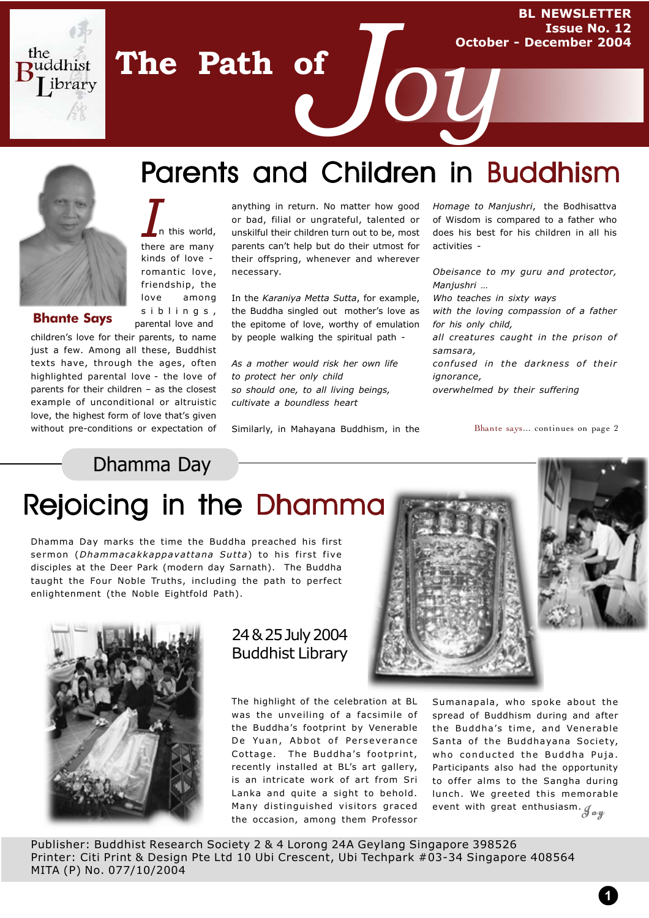# The Path of Joy

**BL NEWSLETTER**
**Issue No. 12**
**October - December 2004**

## Parents and Children in Buddhism

**Bhante Says**

In this world, there are many kinds of love - romantic love, friendship, the love among siblings, parental love and children's love for their parents, to name just a few. Among all these, Buddhist texts have, through the ages, often highlighted parental love - the love of parents for their children – as the closest example of unconditional or altruistic love, the highest form of love that's given without pre-conditions or expectation of anything in return. No matter how good or bad, filial or ungrateful, talented or unskilful their children turn out to be, most parents can't help but do their utmost for their offspring, whenever and wherever necessary.

In the *Karaniya Metta Sutta*, for example, the Buddha singled out mother's love as the epitome of love, worthy of emulation by people walking the spiritual path -

*As a mother would risk her own life*
*to protect her only child*
*so should one, to all living beings,*
*cultivate a boundless heart*

Similarly, in Mahayana Buddhism, in the *Homage to Manjushri*, the Bodhisattva of Wisdom is compared to a father who does his best for his children in all his activities -

*Obeisance to my guru and protector, Manjushri …*
*Who teaches in sixty ways*
*with the loving compassion of a father for his only child,*
*all creatures caught in the prison of samsara,*
*confused in the darkness of their ignorance,*
*overwhelmed by their suffering*

Bhante says... continues on page 2

## Dhamma Day

## Rejoicing in the Dhamma

Dhamma Day marks the time the Buddha preached his first sermon (*Dhammacakkappavattana Sutta*) to his first five disciples at the Deer Park (modern day Sarnath). The Buddha taught the Four Noble Truths, including the path to perfect enlightenment (the Noble Eightfold Path).

### 24 & 25 July 2004
### Buddhist Library

The highlight of the celebration at BL was the unveiling of a facsimile of the Buddha's footprint by Venerable De Yuan, Abbot of Perseverance Cottage. The Buddha's footprint, recently installed at BL's art gallery, is an intricate work of art from Sri Lanka and quite a sight to behold. Many distinguished visitors graced the occasion, among them Professor Sumanapala, who spoke about the spread of Buddhism during and after the Buddha's time, and Venerable Santa of the Buddhayana Society, who conducted the Buddha Puja. Participants also had the opportunity to offer alms to the Sangha during lunch. We greeted this memorable event with great enthusiasm. *Joy*

Publisher: Buddhist Research Society 2 & 4 Lorong 24A Geylang Singapore 398526
Printer: Citi Print & Design Pte Ltd 10 Ubi Crescent, Ubi Techpark #03-34 Singapore 408564
MITA (P) No. 077/10/2004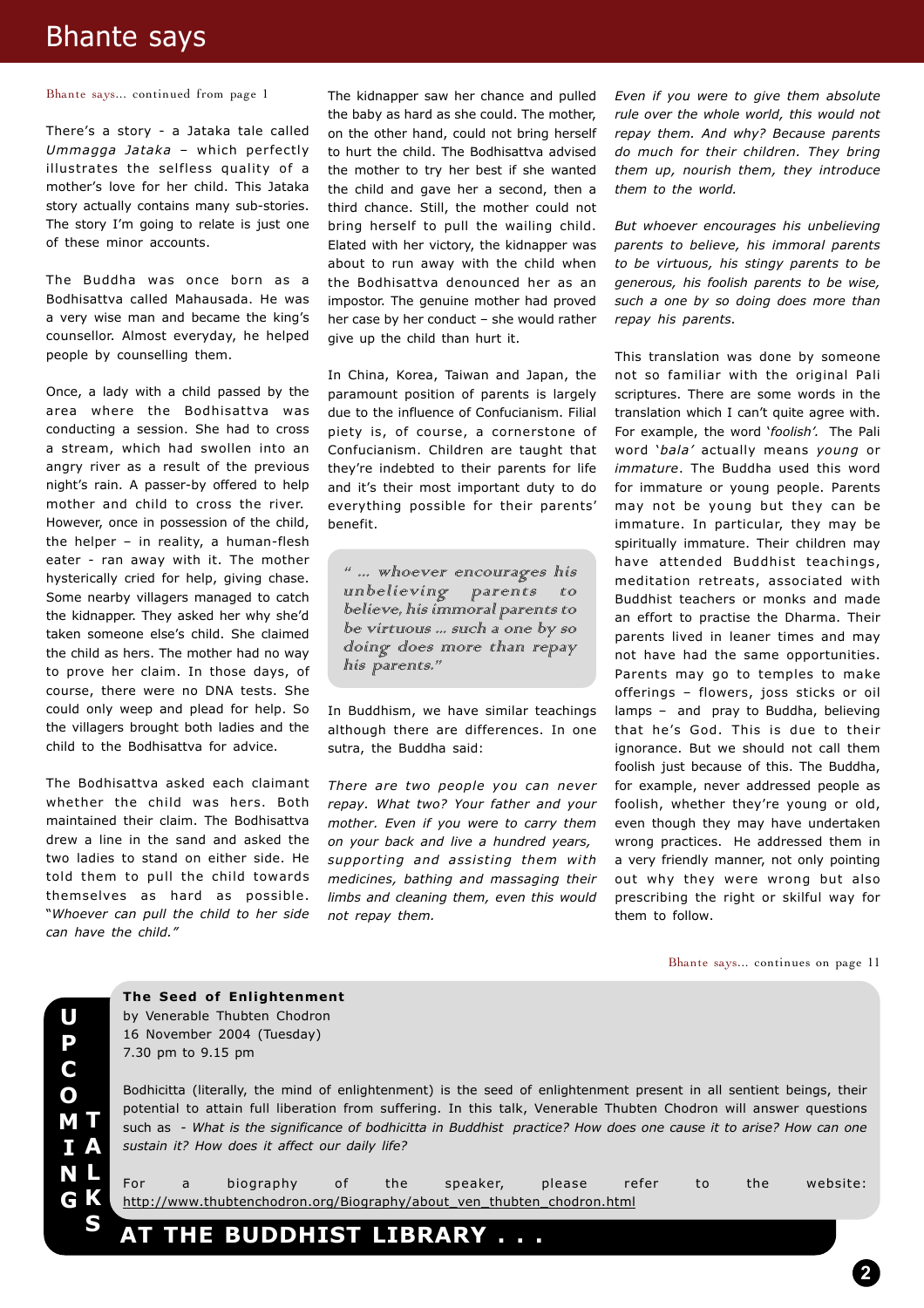# Bhante says

Bhante says... continued from page 1

There's a story - a Jataka tale called *Ummagga Jataka* – which perfectly illustrates the selfless quality of a mother's love for her child. This Jataka story actually contains many sub-stories. The story I'm going to relate is just one of these minor accounts.

The Buddha was once born as a Bodhisattva called Mahausada. He was a very wise man and became the king's counsellor. Almost everyday, he helped people by counselling them.

Once, a lady with a child passed by the area where the Bodhisattva was conducting a session. She had to cross a stream, which had swollen into an angry river as a result of the previous night's rain. A passer-by offered to help mother and child to cross the river. However, once in possession of the child, the helper – in reality, a human-flesh eater - ran away with it. The mother hysterically cried for help, giving chase. Some nearby villagers managed to catch the kidnapper. They asked her why she'd taken someone else's child. She claimed the child as hers. The mother had no way to prove her claim. In those days, of course, there were no DNA tests. She could only weep and plead for help. So the villagers brought both ladies and the child to the Bodhisattva for advice.

The Bodhisattva asked each claimant whether the child was hers. Both maintained their claim. The Bodhisattva drew a line in the sand and asked the two ladies to stand on either side. He told them to pull the child towards themselves as hard as possible. "*Whoever can pull the child to her side can have the child."*

The kidnapper saw her chance and pulled the baby as hard as she could. The mother, on the other hand, could not bring herself to hurt the child. The Bodhisattva advised the mother to try her best if she wanted the child and gave her a second, then a third chance. Still, the mother could not bring herself to pull the wailing child. Elated with her victory, the kidnapper was about to run away with the child when the Bodhisattva denounced her as an impostor. The genuine mother had proved her case by her conduct – she would rather give up the child than hurt it.

In China, Korea, Taiwan and Japan, the paramount position of parents is largely due to the influence of Confucianism. Filial piety is, of course, a cornerstone of Confucianism. Children are taught that they're indebted to their parents for life and it's their most important duty to do everything possible for their parents' benefit.

> *" ... whoever encourages his unbelieving parents to believe, his immoral parents to be virtuous ... such a one by so doing does more than repay his parents."*

In Buddhism, we have similar teachings although there are differences. In one sutra, the Buddha said:

*There are two people you can never repay. What two? Your father and your mother. Even if you were to carry them on your back and live a hundred years, supporting and assisting them with medicines, bathing and massaging their limbs and cleaning them, even this would not repay them.*

*Even if you were to give them absolute rule over the whole world, this would not repay them. And why? Because parents do much for their children. They bring them up, nourish them, they introduce them to the world.*

*But whoever encourages his unbelieving parents to believe, his immoral parents to be virtuous, his stingy parents to be generous, his foolish parents to be wise, such a one by so doing does more than repay his parents.*

This translation was done by someone not so familiar with the original Pali scriptures. There are some words in the translation which I can't quite agree with. For example, the word '*foolish'*. The Pali word '*bala'* actually means *young* or *immature*. The Buddha used this word for immature or young people. Parents may not be young but they can be immature. In particular, they may be spiritually immature. Their children may have attended Buddhist teachings, meditation retreats, associated with Buddhist teachers or monks and made an effort to practise the Dharma. Their parents lived in leaner times and may not have had the same opportunities. Parents may go to temples to make offerings – flowers, joss sticks or oil lamps – and pray to Buddha, believing that he's God. This is due to their ignorance. But we should not call them foolish just because of this. The Buddha, for example, never addressed people as foolish, whether they're young or old, even though they may have undertaken wrong practices. He addressed them in a very friendly manner, not only pointing out why they were wrong but also prescribing the right or skilful way for them to follow.

Bhante says... continues on page 11

## UPCOMING TALKS AT THE BUDDHIST LIBRARY . . .

**The Seed of Enlightenment**
by Venerable Thubten Chodron
16 November 2004 (Tuesday)
7.30 pm to 9.15 pm

Bodhicitta (literally, the mind of enlightenment) is the seed of enlightenment present in all sentient beings, their potential to attain full liberation from suffering. In this talk, Venerable Thubten Chodron will answer questions such as - *What is the significance of bodhicitta in Buddhist practice? How does one cause it to arise? How can one sustain it? How does it affect our daily life?*

For a biography of the speaker, please refer to the website: http://www.thubtenchodron.org/Biography/about_ven_thubten_chodron.html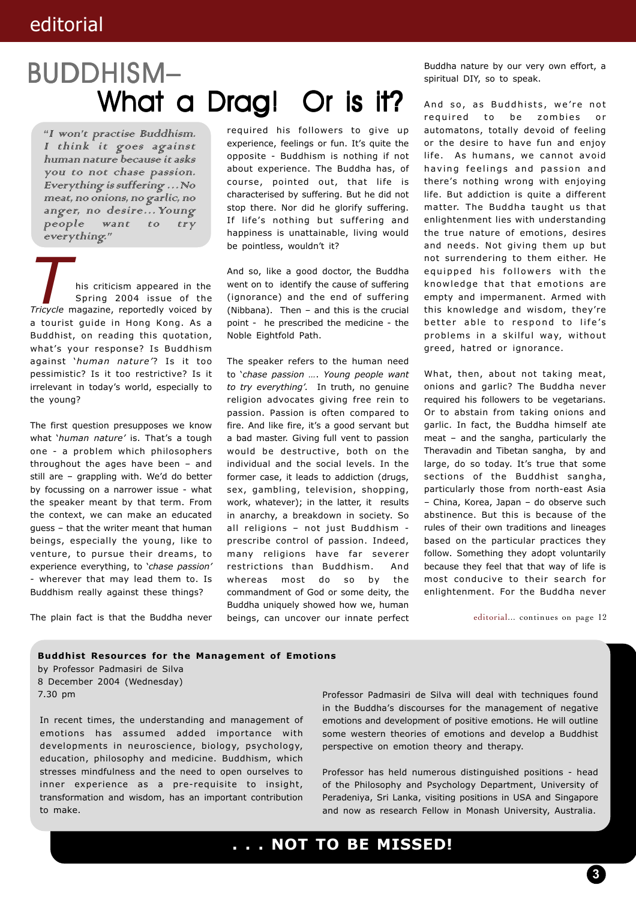# BUDDHISM–
# What a Drag! Or is it?

> *"I won't practise Buddhism. I think it goes against human nature because it asks you to not chase passion. Everything is suffering ...No meat, no onions, no garlic, no anger, no desire... Young people want to try everything."*

This criticism appeared in the Spring 2004 issue of the *Tricycle* magazine, reportedly voiced by a tourist guide in Hong Kong. As a Buddhist, on reading this quotation, what's your response? Is Buddhism against '*human nature*'? Is it too pessimistic? Is it too restrictive? Is it irrelevant in today's world, especially to the young?

The first question presupposes we know what '*human nature*' is. That's a tough one - a problem which philosophers throughout the ages have been – and still are – grappling with. We'd do better by focussing on a narrower issue - what the speaker meant by that term. From the context, we can make an educated guess – that the writer meant that human beings, especially the young, like to venture, to pursue their dreams, to experience everything, to '*chase passion*' - wherever that may lead them to. Is Buddhism really against these things?

The plain fact is that the Buddha never required his followers to give up experience, feelings or fun. It's quite the opposite - Buddhism is nothing if not about experience. The Buddha has, of course, pointed out, that life is characterised by suffering. But he did not stop there. Nor did he glorify suffering. If life's nothing but suffering and happiness is unattainable, living would be pointless, wouldn't it?

And so, like a good doctor, the Buddha went on to identify the cause of suffering (ignorance) and the end of suffering (Nibbana). Then – and this is the crucial point - he prescribed the medicine - the Noble Eightfold Path.

The speaker refers to the human need to '*chase passion* …. *Young people want to try everything'.* In truth, no genuine religion advocates giving free rein to passion. Passion is often compared to fire. And like fire, it's a good servant but a bad master. Giving full vent to passion would be destructive, both on the individual and the social levels. In the former case, it leads to addiction (drugs, sex, gambling, television, shopping, work, whatever); in the latter, it results in anarchy, a breakdown in society. So all religions – not just Buddhism - prescribe control of passion. Indeed, many religions have far severer restrictions than Buddhism. And whereas most do so by the commandment of God or some deity, the Buddha uniquely showed how we, human beings, can uncover our innate perfect Buddha nature by our very own effort, a spiritual DIY, so to speak.

And so, as Buddhists, we're not required to be zombies or automatons, totally devoid of feeling or the desire to have fun and enjoy life. As humans, we cannot avoid having feelings and passion and there's nothing wrong with enjoying life. But addiction is quite a different matter. The Buddha taught us that enlightenment lies with understanding the true nature of emotions, desires and needs. Not giving them up but not surrendering to them either. He equipped his followers with the knowledge that that emotions are empty and impermanent. Armed with this knowledge and wisdom, they're better able to respond to life's problems in a skilful way, without greed, hatred or ignorance.

What, then, about not taking meat, onions and garlic? The Buddha never required his followers to be vegetarians. Or to abstain from taking onions and garlic. In fact, the Buddha himself ate meat – and the sangha, particularly the Theravadin and Tibetan sangha, by and large, do so today. It's true that some sections of the Buddhist sangha, particularly those from north-east Asia – China, Korea, Japan – do observe such abstinence. But this is because of the rules of their own traditions and lineages based on the particular practices they follow. Something they adopt voluntarily because they feel that that way of life is most conducive to their search for enlightenment. For the Buddha never

editorial... continues on page 12

---

**Buddhist Resources for the Management of Emotions**
by Professor Padmasiri de Silva
8 December 2004 (Wednesday)
7.30 pm

In recent times, the understanding and management of emotions has assumed added importance with developments in neuroscience, biology, psychology, education, philosophy and medicine. Buddhism, which stresses mindfulness and the need to open ourselves to inner experience as a pre-requisite to insight, transformation and wisdom, has an important contribution to make.

Professor Padmasiri de Silva will deal with techniques found in the Buddha's discourses for the management of negative emotions and development of positive emotions. He will outline some western theories of emotions and develop a Buddhist perspective on emotion theory and therapy.

Professor has held numerous distinguished positions - head of the Philosophy and Psychology Department, University of Peradeniya, Sri Lanka, visiting positions in USA and Singapore and now as research Fellow in Monash University, Australia.

**. . . NOT TO BE MISSED!**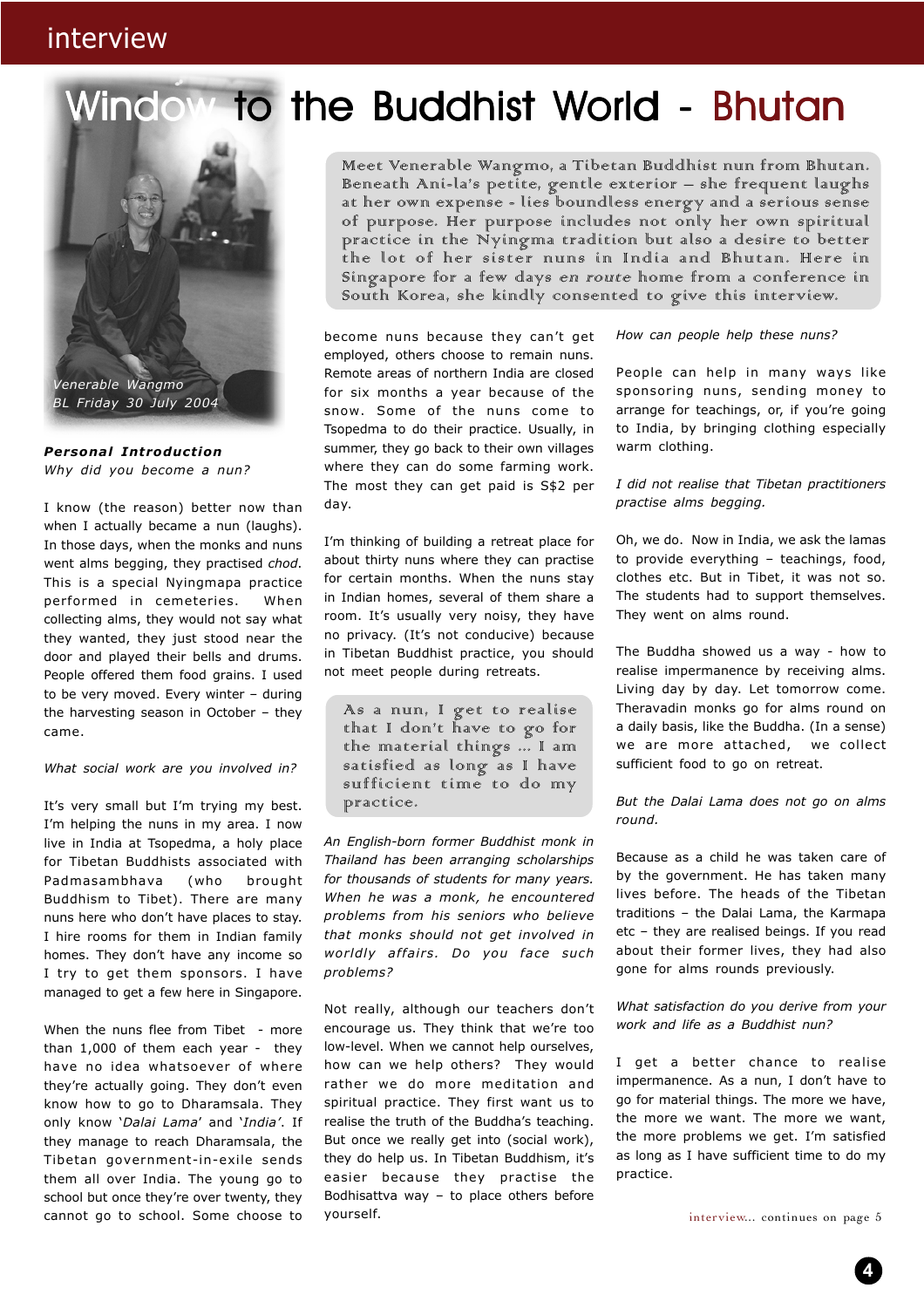# Window to the Buddhist World - Bhutan

Meet Venerable Wangmo, a Tibetan Buddhist nun from Bhutan. Beneath Ani-la's petite, gentle exterior – she frequent laughs at her own expense - lies boundless energy and a serious sense of purpose. Her purpose includes not only her own spiritual practice in the Nyingma tradition but also a desire to better the lot of her sister nuns in India and Bhutan. Here in Singapore for a few days *en route* home from a conference in South Korea, she kindly consented to give this interview.

*Venerable Wangmo*
*BL Friday 30 July 2004*

***Personal Introduction***
*Why did you become a nun?*

I know (the reason) better now than when I actually became a nun (laughs). In those days, when the monks and nuns went alms begging, they practised *chod*. This is a special Nyingmapa practice performed in cemeteries. When collecting alms, they would not say what they wanted, they just stood near the door and played their bells and drums. People offered them food grains. I used to be very moved. Every winter – during the harvesting season in October – they came.

*What social work are you involved in?*

It's very small but I'm trying my best. I'm helping the nuns in my area. I now live in India at Tsopedma, a holy place for Tibetan Buddhists associated with Padmasambhava (who brought Buddhism to Tibet). There are many nuns here who don't have places to stay. I hire rooms for them in Indian family homes. They don't have any income so I try to get them sponsors. I have managed to get a few here in Singapore.

When the nuns flee from Tibet - more than 1,000 of them each year - they have no idea whatsoever of where they're actually going. They don't even know how to go to Dharamsala. They only know '*Dalai Lama*' and '*India*'. If they manage to reach Dharamsala, the Tibetan government-in-exile sends them all over India. The young go to school but once they're over twenty, they cannot go to school. Some choose to become nuns because they can't get employed, others choose to remain nuns. Remote areas of northern India are closed for six months a year because of the snow. Some of the nuns come to Tsopedma to do their practice. Usually, in summer, they go back to their own villages where they can do some farming work. The most they can get paid is S$2 per day.

I'm thinking of building a retreat place for about thirty nuns where they can practise for certain months. When the nuns stay in Indian homes, several of them share a room. It's usually very noisy, they have no privacy. (It's not conducive) because in Tibetan Buddhist practice, you should not meet people during retreats.

> As a nun, I get to realise that I don't have to go for the material things ... I am satisfied as long as I have sufficient time to do my practice.

*An English-born former Buddhist monk in Thailand has been arranging scholarships for thousands of students for many years. When he was a monk, he encountered problems from his seniors who believe that monks should not get involved in worldly affairs. Do you face such problems?*

Not really, although our teachers don't encourage us. They think that we're too low-level. When we cannot help ourselves, how can we help others? They would rather we do more meditation and spiritual practice. They first want us to realise the truth of the Buddha's teaching. But once we really get into (social work), they do help us. In Tibetan Buddhism, it's easier because they practise the Bodhisattva way – to place others before yourself.

*How can people help these nuns?*

People can help in many ways like sponsoring nuns, sending money to arrange for teachings, or, if you're going to India, by bringing clothing especially warm clothing.

*I did not realise that Tibetan practitioners practise alms begging.*

Oh, we do. Now in India, we ask the lamas to provide everything – teachings, food, clothes etc. But in Tibet, it was not so. The students had to support themselves. They went on alms round.

The Buddha showed us a way - how to realise impermanence by receiving alms. Living day by day. Let tomorrow come. Theravadin monks go for alms round on a daily basis, like the Buddha. (In a sense) we are more attached, we collect sufficient food to go on retreat.

*But the Dalai Lama does not go on alms round.*

Because as a child he was taken care of by the government. He has taken many lives before. The heads of the Tibetan traditions – the Dalai Lama, the Karmapa etc – they are realised beings. If you read about their former lives, they had also gone for alms rounds previously.

*What satisfaction do you derive from your work and life as a Buddhist nun?*

I get a better chance to realise impermanence. As a nun, I don't have to go for material things. The more we have, the more we want. The more we want, the more problems we get. I'm satisfied as long as I have sufficient time to do my practice.

interview... continues on page 5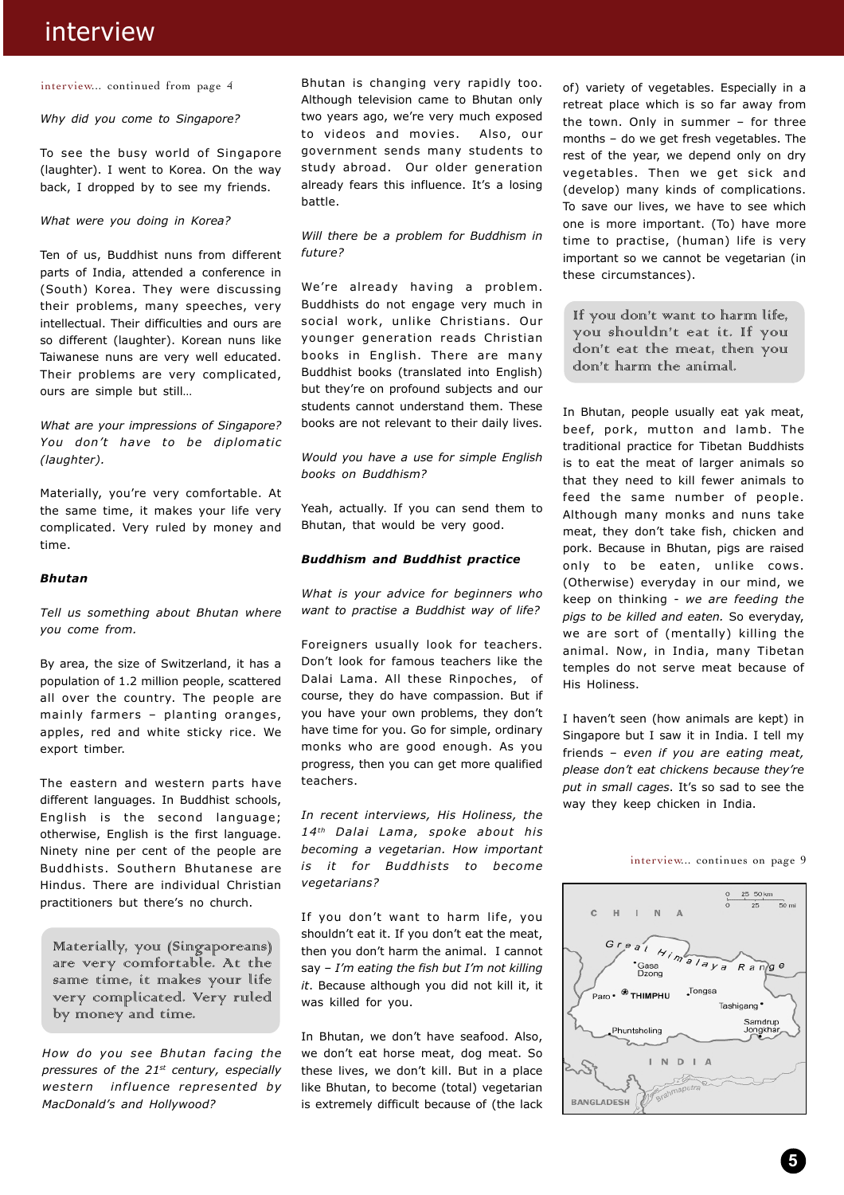interview... continued from page 4

*Why did you come to Singapore?*

To see the busy world of Singapore (laughter). I went to Korea. On the way back, I dropped by to see my friends.

*What were you doing in Korea?*

Ten of us, Buddhist nuns from different parts of India, attended a conference in (South) Korea. They were discussing their problems, many speeches, very intellectual. Their difficulties and ours are so different (laughter). Korean nuns like Taiwanese nuns are very well educated. Their problems are very complicated, ours are simple but still…

*What are your impressions of Singapore? You don't have to be diplomatic (laughter).*

Materially, you're very comfortable. At the same time, it makes your life very complicated. Very ruled by money and time.

### *Bhutan*

*Tell us something about Bhutan where you come from.*

By area, the size of Switzerland, it has a population of 1.2 million people, scattered all over the country. The people are mainly farmers – planting oranges, apples, red and white sticky rice. We export timber.

The eastern and western parts have different languages. In Buddhist schools, English is the second language; otherwise, English is the first language. Ninety nine per cent of the people are Buddhists. Southern Bhutanese are Hindus. There are individual Christian practitioners but there's no church.

> Materially, you (Singaporeans) are very comfortable. At the same time, it makes your life very complicated. Very ruled by money and time.

*How do you see Bhutan facing the pressures of the 21st century, especially western influence represented by MacDonald's and Hollywood?*

Bhutan is changing very rapidly too. Although television came to Bhutan only two years ago, we're very much exposed to videos and movies. Also, our government sends many students to study abroad. Our older generation already fears this influence. It's a losing battle.

*Will there be a problem for Buddhism in future?*

We're already having a problem. Buddhists do not engage very much in social work, unlike Christians. Our younger generation reads Christian books in English. There are many Buddhist books (translated into English) but they're on profound subjects and our students cannot understand them. These books are not relevant to their daily lives.

*Would you have a use for simple English books on Buddhism?*

Yeah, actually. If you can send them to Bhutan, that would be very good.

### ***Buddhism and Buddhist practice***

*What is your advice for beginners who want to practise a Buddhist way of life?*

Foreigners usually look for teachers. Don't look for famous teachers like the Dalai Lama. All these Rinpoches, of course, they do have compassion. But if you have your own problems, they don't have time for you. Go for simple, ordinary monks who are good enough. As you progress, then you can get more qualified teachers.

*In recent interviews, His Holiness, the 14th Dalai Lama, spoke about his becoming a vegetarian. How important is it for Buddhists to become vegetarians?*

If you don't want to harm life, you shouldn't eat it. If you don't eat the meat, then you don't harm the animal. I cannot say – *I'm eating the fish but I'm not killing it*. Because although you did not kill it, it was killed for you.

In Bhutan, we don't have seafood. Also, we don't eat horse meat, dog meat. So these lives, we don't kill. But in a place like Bhutan, to become (total) vegetarian is extremely difficult because of (the lack of) variety of vegetables. Especially in a retreat place which is so far away from the town. Only in summer – for three months – do we get fresh vegetables. The rest of the year, we depend only on dry vegetables. Then we get sick and (develop) many kinds of complications. To save our lives, we have to see which one is more important. (To) have more time to practise, (human) life is very important so we cannot be vegetarian (in these circumstances).

> If you don't want to harm life, you shouldn't eat it. If you don't eat the meat, then you don't harm the animal.

In Bhutan, people usually eat yak meat, beef, pork, mutton and lamb. The traditional practice for Tibetan Buddhists is to eat the meat of larger animals so that they need to kill fewer animals to feed the same number of people. Although many monks and nuns take meat, they don't take fish, chicken and pork. Because in Bhutan, pigs are raised only to be eaten, unlike cows. (Otherwise) everyday in our mind, we keep on thinking - *we are feeding the pigs to be killed and eaten.* So everyday, we are sort of (mentally) killing the animal. Now, in India, many Tibetan temples do not serve meat because of His Holiness.

I haven't seen (how animals are kept) in Singapore but I saw it in India. I tell my friends – *even if you are eating meat, please don't eat chickens because they're put in small cages*. It's so sad to see the way they keep chicken in India.

interview... continues on page 9

CHINA
Great Himalaya Range
Gasa Dzong
Paro
THIMPHU
Tongsa
Tashigang
Phuntsholing
Samdrup Jongkhar
INDIA
BANGLADESH
Brahmaputra
0 25 50 km
0 25 50 mi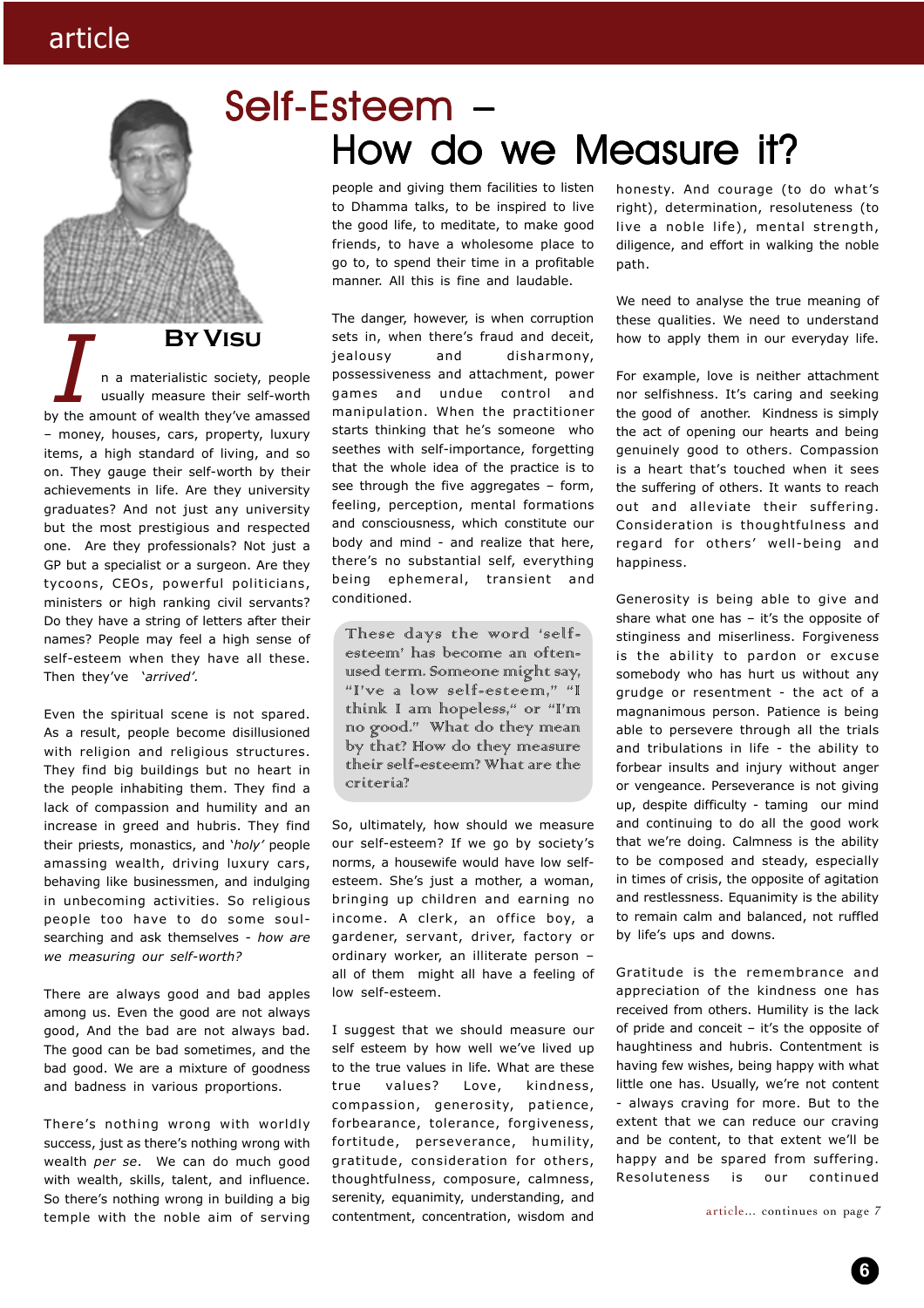# Self-Esteem – How do we Measure it?

**By Visu**

In a materialistic society, people usually measure their self-worth by the amount of wealth they've amassed – money, houses, cars, property, luxury items, a high standard of living, and so on. They gauge their self-worth by their achievements in life. Are they university graduates? And not just any university but the most prestigious and respected one. Are they professionals? Not just a GP but a specialist or a surgeon. Are they tycoons, CEOs, powerful politicians, ministers or high ranking civil servants? Do they have a string of letters after their names? People may feel a high sense of self-esteem when they have all these. Then they've *'arrived'.*

Even the spiritual scene is not spared. As a result, people become disillusioned with religion and religious structures. They find big buildings but no heart in the people inhabiting them. They find a lack of compassion and humility and an increase in greed and hubris. They find their priests, monastics, and '*holy'* people amassing wealth, driving luxury cars, behaving like businessmen, and indulging in unbecoming activities. So religious people too have to do some soul-searching and ask themselves - *how are we measuring our self-worth?*

There are always good and bad apples among us. Even the good are not always good, And the bad are not always bad. The good can be bad sometimes, and the bad good. We are a mixture of goodness and badness in various proportions.

There's nothing wrong with worldly success, just as there's nothing wrong with wealth *per se*. We can do much good with wealth, skills, talent, and influence. So there's nothing wrong in building a big temple with the noble aim of serving people and giving them facilities to listen to Dhamma talks, to be inspired to live the good life, to meditate, to make good friends, to have a wholesome place to go to, to spend their time in a profitable manner. All this is fine and laudable.

The danger, however, is when corruption sets in, when there's fraud and deceit, jealousy and disharmony, possessiveness and attachment, power games and undue control and manipulation. When the practitioner starts thinking that he's someone who seethes with self-importance, forgetting that the whole idea of the practice is to see through the five aggregates – form, feeling, perception, mental formations and consciousness, which constitute our body and mind - and realize that here, there's no substantial self, everything being ephemeral, transient and conditioned.

> These days the word 'self-esteem' has become an often-used term. Someone might say, "I've a low self-esteem," "I think I am hopeless," or "I'm no good." What do they mean by that? How do they measure their self-esteem? What are the criteria?

So, ultimately, how should we measure our self-esteem? If we go by society's norms, a housewife would have low self-esteem. She's just a mother, a woman, bringing up children and earning no income. A clerk, an office boy, a gardener, servant, driver, factory or ordinary worker, an illiterate person – all of them might all have a feeling of low self-esteem.

I suggest that we should measure our self esteem by how well we've lived up to the true values in life. What are these true values? Love, kindness, compassion, generosity, patience, forbearance, tolerance, forgiveness, fortitude, perseverance, humility, gratitude, consideration for others, thoughtfulness, composure, calmness, serenity, equanimity, understanding, and contentment, concentration, wisdom and honesty. And courage (to do what's right), determination, resoluteness (to live a noble life), mental strength, diligence, and effort in walking the noble path.

We need to analyse the true meaning of these qualities. We need to understand how to apply them in our everyday life.

For example, love is neither attachment nor selfishness. It's caring and seeking the good of another. Kindness is simply the act of opening our hearts and being genuinely good to others. Compassion is a heart that's touched when it sees the suffering of others. It wants to reach out and alleviate their suffering. Consideration is thoughtfulness and regard for others' well-being and happiness.

Generosity is being able to give and share what one has – it's the opposite of stinginess and miserliness. Forgiveness is the ability to pardon or excuse somebody who has hurt us without any grudge or resentment - the act of a magnanimous person. Patience is being able to persevere through all the trials and tribulations in life - the ability to forbear insults and injury without anger or vengeance. Perseverance is not giving up, despite difficulty - taming our mind and continuing to do all the good work that we're doing. Calmness is the ability to be composed and steady, especially in times of crisis, the opposite of agitation and restlessness. Equanimity is the ability to remain calm and balanced, not ruffled by life's ups and downs.

Gratitude is the remembrance and appreciation of the kindness one has received from others. Humility is the lack of pride and conceit – it's the opposite of haughtiness and hubris. Contentment is having few wishes, being happy with what little one has. Usually, we're not content - always craving for more. But to the extent that we can reduce our craving and be content, to that extent we'll be happy and be spared from suffering. Resoluteness is our continued

article... continues on page 7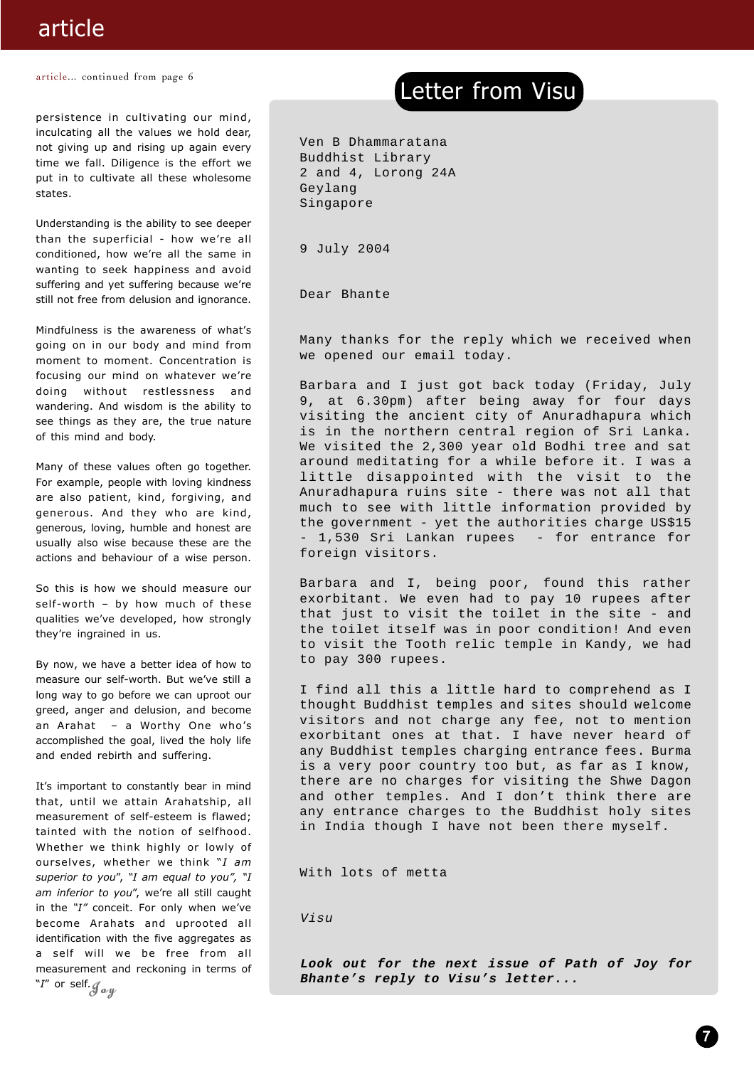article... continued from page 6

persistence in cultivating our mind, inculcating all the values we hold dear, not giving up and rising up again every time we fall. Diligence is the effort we put in to cultivate all these wholesome states.

Understanding is the ability to see deeper than the superficial - how we're all conditioned, how we're all the same in wanting to seek happiness and avoid suffering and yet suffering because we're still not free from delusion and ignorance.

Mindfulness is the awareness of what's going on in our body and mind from moment to moment. Concentration is focusing our mind on whatever we're doing without restlessness and wandering. And wisdom is the ability to see things as they are, the true nature of this mind and body.

Many of these values often go together. For example, people with loving kindness are also patient, kind, forgiving, and generous. And they who are kind, generous, loving, humble and honest are usually also wise because these are the actions and behaviour of a wise person.

So this is how we should measure our self-worth – by how much of these qualities we've developed, how strongly they're ingrained in us.

By now, we have a better idea of how to measure our self-worth. But we've still a long way to go before we can uproot our greed, anger and delusion, and become an Arahat – a Worthy One who's accomplished the goal, lived the holy life and ended rebirth and suffering.

It's important to constantly bear in mind that, until we attain Arahatship, all measurement of self-esteem is flawed; tainted with the notion of selfhood. Whether we think highly or lowly of ourselves, whether we think "*I am superior to you*", "*I am equal to you*", "*I am inferior to you*", we're all still caught in the "*I*" conceit. For only when we've become Arahats and uprooted all identification with the five aggregates as a self will we be free from all measurement and reckoning in terms of "*I*" or self. *Joy*

# Letter from Visu

Ven B Dhammaratana
Buddhist Library
2 and 4, Lorong 24A
Geylang
Singapore

9 July 2004

Dear Bhante

Many thanks for the reply which we received when we opened our email today.

Barbara and I just got back today (Friday, July 9, at 6.30pm) after being away for four days visiting the ancient city of Anuradhapura which is in the northern central region of Sri Lanka. We visited the 2,300 year old Bodhi tree and sat around meditating for a while before it. I was a little disappointed with the visit to the Anuradhapura ruins site - there was not all that much to see with little information provided by the government - yet the authorities charge US$15 - 1,530 Sri Lankan rupees - for entrance for foreign visitors.

Barbara and I, being poor, found this rather exorbitant. We even had to pay 10 rupees after that just to visit the toilet in the site - and the toilet itself was in poor condition! And even to visit the Tooth relic temple in Kandy, we had to pay 300 rupees.

I find all this a little hard to comprehend as I thought Buddhist temples and sites should welcome visitors and not charge any fee, not to mention exorbitant ones at that. I have never heard of any Buddhist temples charging entrance fees. Burma is a very poor country too but, as far as I know, there are no charges for visiting the Shwe Dagon and other temples. And I don't think there are any entrance charges to the Buddhist holy sites in India though I have not been there myself.

With lots of metta

*Visu*

***Look out for the next issue of Path of Joy for Bhante's reply to Visu's letter...***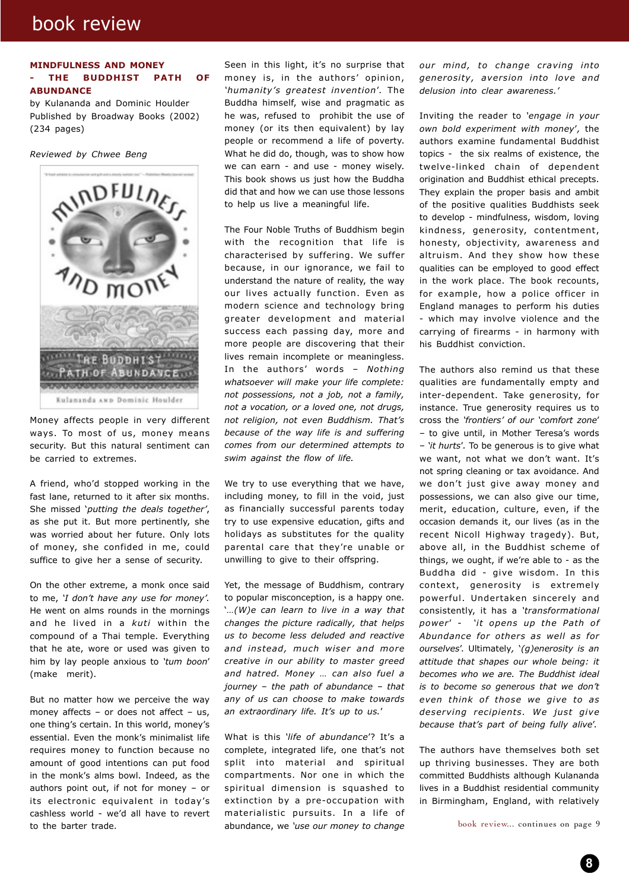## MINDFULNESS AND MONEY - THE BUDDHIST PATH OF ABUNDANCE

by Kulananda and Dominic Houlder
Published by Broadway Books (2002)
(234 pages)

*Reviewed by Chwee Beng*

Money affects people in very different ways. To most of us, money means security. But this natural sentiment can be carried to extremes.

A friend, who'd stopped working in the fast lane, returned to it after six months. She missed '*putting the deals together*', as she put it. But more pertinently, she was worried about her future. Only lots of money, she confided in me, could suffice to give her a sense of security.

On the other extreme, a monk once said to me, '*I don't have any use for money'*. He went on alms rounds in the mornings and he lived in a *kuti* within the compound of a Thai temple. Everything that he ate, wore or used was given to him by lay people anxious to '*tum boon*' (make merit).

But no matter how we perceive the way money affects – or does not affect – us, one thing's certain. In this world, money's essential. Even the monk's minimalist life requires money to function because no amount of good intentions can put food in the monk's alms bowl. Indeed, as the authors point out, if not for money – or its electronic equivalent in today's cashless world - we'd all have to revert to the barter trade.

Seen in this light, it's no surprise that money is, in the authors' opinion, '*humanity's greatest invention*'. The Buddha himself, wise and pragmatic as he was, refused to prohibit the use of money (or its then equivalent) by lay people or recommend a life of poverty. What he did do, though, was to show how we can earn - and use - money wisely. This book shows us just how the Buddha did that and how we can use those lessons to help us live a meaningful life.

The Four Noble Truths of Buddhism begin with the recognition that life is characterised by suffering. We suffer because, in our ignorance, we fail to understand the nature of reality, the way our lives actually function. Even as modern science and technology bring greater development and material success each passing day, more and more people are discovering that their lives remain incomplete or meaningless. In the authors' words – *Nothing whatsoever will make your life complete: not possessions, not a job, not a family, not a vocation, or a loved one, not drugs, not religion, not even Buddhism. That's because of the way life is and suffering comes from our determined attempts to swim against the flow of life.*

We try to use everything that we have, including money, to fill in the void, just as financially successful parents today try to use expensive education, gifts and holidays as substitutes for the quality parental care that they're unable or unwilling to give to their offspring.

Yet, the message of Buddhism, contrary to popular misconception, is a happy one. '*...(W)e can learn to live in a way that changes the picture radically, that helps us to become less deluded and reactive and instead, much wiser and more creative in our ability to master greed and hatred. Money … can also fuel a journey – the path of abundance – that any of us can choose to make towards an extraordinary life. It's up to us.*'

What is this '*life of abundance*'? It's a complete, integrated life, one that's not split into material and spiritual compartments. Nor one in which the spiritual dimension is squashed to extinction by a pre-occupation with materialistic pursuits. In a life of abundance, we '*use our money to change our mind, to change craving into generosity, aversion into love and delusion into clear awareness.*'

Inviting the reader to '*engage in your own bold experiment with money*', the authors examine fundamental Buddhist topics - the six realms of existence, the twelve-linked chain of dependent origination and Buddhist ethical precepts. They explain the proper basis and ambit of the positive qualities Buddhists seek to develop - mindfulness, wisdom, loving kindness, generosity, contentment, honesty, objectivity, awareness and altruism. And they show how these qualities can be employed to good effect in the work place. The book recounts, for example, how a police officer in England manages to perform his duties - which may involve violence and the carrying of firearms - in harmony with his Buddhist conviction.

The authors also remind us that these qualities are fundamentally empty and inter-dependent. Take generosity, for instance. True generosity requires us to cross the '*frontiers*' of our '*comfort zone*' – to give until, in Mother Teresa's words – '*it hurts*'. To be generous is to give what we want, not what we don't want. It's not spring cleaning or tax avoidance. And we don't just give away money and possessions, we can also give our time, merit, education, culture, even, if the occasion demands it, our lives (as in the recent Nicoll Highway tragedy). But, above all, in the Buddhist scheme of things, we ought, if we're able to - as the Buddha did - give wisdom. In this context, generosity is extremely powerful. Undertaken sincerely and consistently, it has a '*transformational power*' - '*it opens up the Path of Abundance for others as well as for ourselves*'. Ultimately, '*(g)enerosity is an attitude that shapes our whole being: it becomes who we are. The Buddhist ideal is to become so generous that we don't even think of those we give to as deserving recipients. We just give because that's part of being fully alive*'.

The authors have themselves both set up thriving businesses. They are both committed Buddhists although Kulananda lives in a Buddhist residential community in Birmingham, England, with relatively

book review... continues on page 9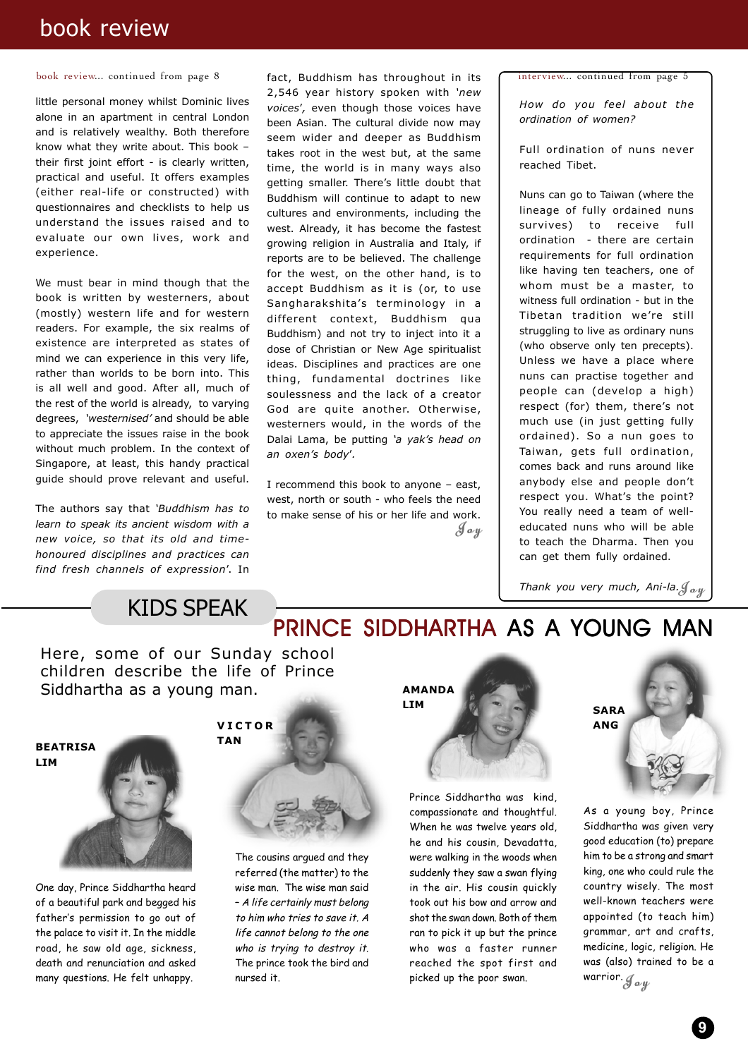## book review

*book review... continued from page 8*

little personal money whilst Dominic lives alone in an apartment in central London and is relatively wealthy. Both therefore know what they write about. This book – their first joint effort - is clearly written, practical and useful. It offers examples (either real-life or constructed) with questionnaires and checklists to help us understand the issues raised and to evaluate our own lives, work and experience.

We must bear in mind though that the book is written by westerners, about (mostly) western life and for western readers. For example, the six realms of existence are interpreted as states of mind we can experience in this very life, rather than worlds to be born into. This is all well and good. After all, much of the rest of the world is already, to varying degrees, *'westernised'* and should be able to appreciate the issues raise in the book without much problem. In the context of Singapore, at least, this handy practical guide should prove relevant and useful.

The authors say that *'Buddhism has to learn to speak its ancient wisdom with a new voice, so that its old and time-honoured disciplines and practices can find fresh channels of expression'*. In fact, Buddhism has throughout in its 2,546 year history spoken with *'new voices'*, even though those voices have been Asian. The cultural divide now may seem wider and deeper as Buddhism takes root in the west but, at the same time, the world is in many ways also getting smaller. There's little doubt that Buddhism will continue to adapt to new cultures and environments, including the west. Already, it has become the fastest growing religion in Australia and Italy, if reports are to be believed. The challenge for the west, on the other hand, is to accept Buddhism as it is (or, to use Sangharakshita's terminology in a different context, Buddhism qua Buddhism) and not try to inject into it a dose of Christian or New Age spiritualist ideas. Disciplines and practices are one thing, fundamental doctrines like soulessness and the lack of a creator God are quite another. Otherwise, westerners would, in the words of the Dalai Lama, be putting *'a yak's head on an oxen's body'*.

I recommend this book to anyone – east, west, north or south - who feels the need to make sense of his or her life and work.

*Joy*

*interview... continued from page 5*

*How do you feel about the ordination of women?*

Full ordination of nuns never reached Tibet.

Nuns can go to Taiwan (where the lineage of fully ordained nuns survives) to receive full ordination - there are certain requirements for full ordination like having ten teachers, one of whom must be a master, to witness full ordination - but in the Tibetan tradition we're still struggling to live as ordinary nuns (who observe only ten precepts). Unless we have a place where nuns can practise together and people can (develop a high) respect (for) them, there's not much use (in just getting fully ordained). So a nun goes to Taiwan, gets full ordination, comes back and runs around like anybody else and people don't respect you. What's the point? You really need a team of well-educated nuns who will be able to teach the Dharma. Then you can get them fully ordained.

*Thank you very much, Ani-la.* *Joy*

## KIDS SPEAK

# PRINCE SIDDHARTHA AS A YOUNG MAN

Here, some of our Sunday school children describe the life of Prince Siddhartha as a young man.

**BEATRISA LIM**

One day, Prince Siddhartha heard of a beautiful park and begged his father's permission to go out of the palace to visit it. In the middle road, he saw old age, sickness, death and renunciation and asked many questions. He felt unhappy.

**VICTOR TAN**

The cousins argued and they referred (the matter) to the wise man. The wise man said – *A life certainly must belong to him who tries to save it. A life cannot belong to the one who is trying to destroy it.* The prince took the bird and nursed it.

**AMANDA LIM**

Prince Siddhartha was kind, compassionate and thoughtful. When he was twelve years old, he and his cousin, Devadatta, were walking in the woods when suddenly they saw a swan flying in the air. His cousin quickly took out his bow and arrow and shot the swan down. Both of them ran to pick it up but the prince who was a faster runner reached the spot first and picked up the poor swan.

**SARA ANG**

As a young boy, Prince Siddhartha was given very good education (to) prepare him to be a strong and smart king, one who could rule the country wisely. The most well-known teachers were appointed (to teach him) grammar, art and crafts, medicine, logic, religion. He was (also) trained to be a warrior.

*Joy*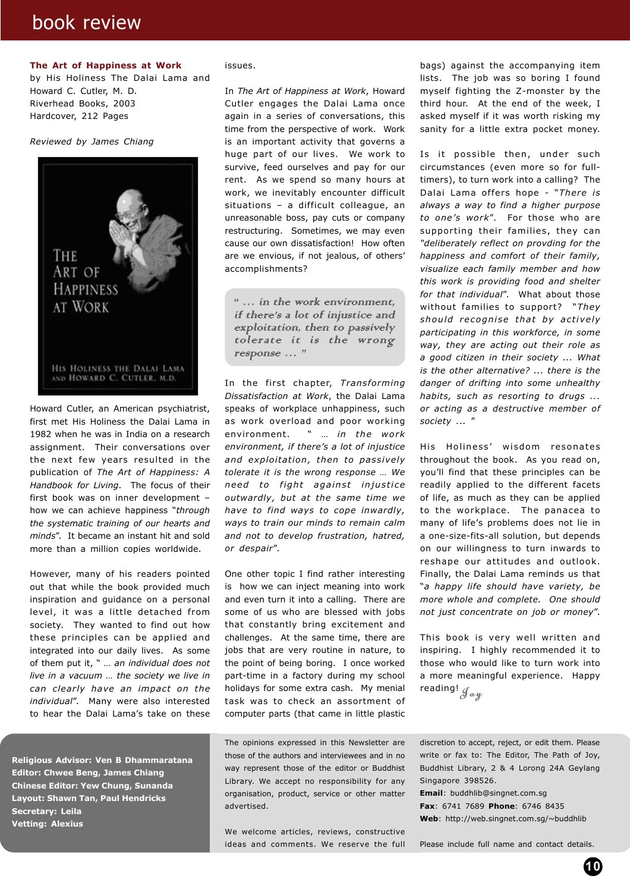# book review

**The Art of Happiness at Work**
by His Holiness The Dalai Lama and Howard C. Cutler, M. D.
Riverhead Books, 2003
Hardcover, 212 Pages

*Reviewed by James Chiang*

Howard Cutler, an American psychiatrist, first met His Holiness the Dalai Lama in 1982 when he was in India on a research assignment. Their conversations over the next few years resulted in the publication of *The Art of Happiness: A Handbook for Living*. The focus of their first book was on inner development – how we can achieve happiness "*through the systematic training of our hearts and minds*". It became an instant hit and sold more than a million copies worldwide.

However, many of his readers pointed out that while the book provided much inspiration and guidance on a personal level, it was a little detached from society. They wanted to find out how these principles can be applied and integrated into our daily lives. As some of them put it, " … *an individual does not live in a vacuum … the society we live in can clearly have an impact on the individual*". Many were also interested to hear the Dalai Lama's take on these issues.

In *The Art of Happiness at Work*, Howard Cutler engages the Dalai Lama once again in a series of conversations, this time from the perspective of work. Work is an important activity that governs a huge part of our lives. We work to survive, feed ourselves and pay for our rent. As we spend so many hours at work, we inevitably encounter difficult situations – a difficult colleague, an unreasonable boss, pay cuts or company restructuring. Sometimes, we may even cause our own dissatisfaction! How often are we envious, if not jealous, of others' accomplishments?

> " … in the work environment, if there's a lot of injustice and exploitation, then to passively tolerate it is the wrong response … "

In the first chapter, *Transforming Dissatisfaction at Work*, the Dalai Lama speaks of workplace unhappiness, such as work overload and poor working environment. " … *in the work environment, if there's a lot of injustice and exploitation, then to passively tolerate it is the wrong response … We need to fight against injustice outwardly, but at the same time we have to find ways to cope inwardly, ways to train our minds to remain calm and not to develop frustration, hatred, or despair*".

One other topic I find rather interesting is how we can inject meaning into work and even turn it into a calling. There are some of us who are blessed with jobs that constantly bring excitement and challenges. At the same time, there are jobs that are very routine in nature, to the point of being boring. I once worked part-time in a factory during my school holidays for some extra cash. My menial task was to check an assortment of computer parts (that came in little plastic bags) against the accompanying item lists. The job was so boring I found myself fighting the Z-monster by the third hour. At the end of the week, I asked myself if it was worth risking my sanity for a little extra pocket money.

Is it possible then, under such circumstances (even more so for full-timers), to turn work into a calling? The Dalai Lama offers hope - "*There is always a way to find a higher purpose to one's work*". For those who are supporting their families, they can *"deliberately reflect on provding for the happiness and comfort of their family, visualize each family member and how this work is providing food and shelter for that individual*". What about those without families to support? "*They should recognise that by actively participating in this workforce, in some way, they are acting out their role as a good citizen in their society ... What is the other alternative? ... there is the danger of drifting into some unhealthy habits, such as resorting to drugs ... or acting as a destructive member of society ...* "

His Holiness' wisdom resonates throughout the book. As you read on, you'll find that these principles can be readily applied to the different facets of life, as much as they can be applied to the workplace. The panacea to many of life's problems does not lie in a one-size-fits-all solution, but depends on our willingness to turn inwards to reshape our attitudes and outlook. Finally, the Dalai Lama reminds us that "*a happy life should have variety, be more whole and complete. One should not just concentrate on job or money*".

This book is very well written and inspiring. I highly recommended it to those who would like to turn work into a more meaningful experience. Happy reading! *Joy*

---

**Religious Advisor: Ven B Dhammaratana**
**Editor: Chwee Beng, James Chiang**
**Chinese Editor: Yew Chung, Sunanda**
**Layout: Shawn Tan, Paul Hendricks**
**Secretary: Leila**
**Vetting: Alexius**

The opinions expressed in this Newsletter are those of the authors and interviewees and in no way represent those of the editor or Buddhist Library. We accept no responsibility for any organisation, product, service or other matter advertised.

We welcome articles, reviews, constructive ideas and comments. We reserve the full discretion to accept, reject, or edit them. Please write or fax to: The Editor, The Path of Joy, Buddhist Library, 2 & 4 Lorong 24A Geylang Singapore 398526.
**Email**: buddhlib@singnet.com.sg
**Fax**: 6741 7689 **Phone**: 6746 8435
**Web**: http://web.singnet.com.sg/~buddhlib

Please include full name and contact details.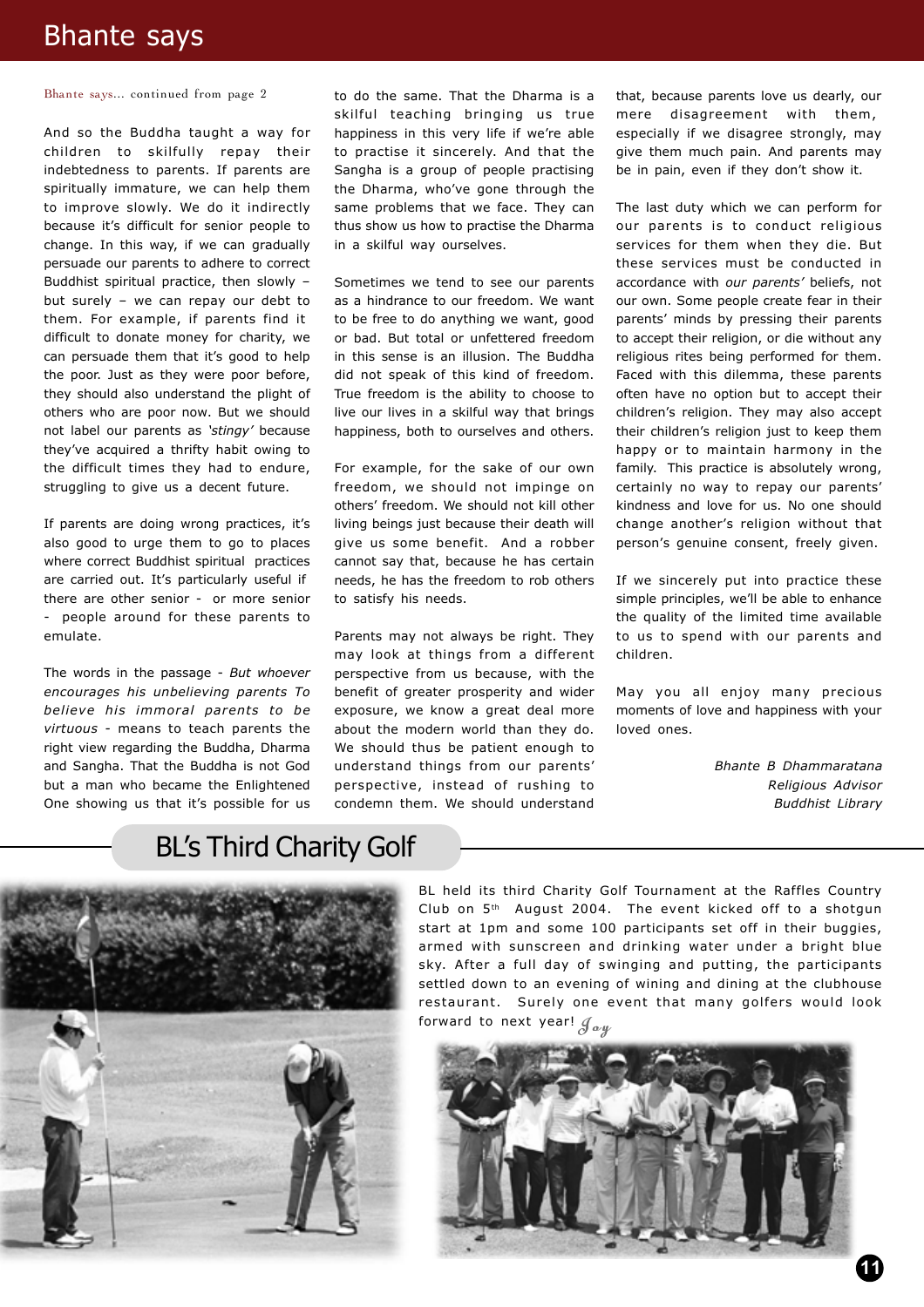# Bhante says

Bhante says... continued from page 2

And so the Buddha taught a way for children to skilfully repay their indebtedness to parents. If parents are spiritually immature, we can help them to improve slowly. We do it indirectly because it's difficult for senior people to change. In this way, if we can gradually persuade our parents to adhere to correct Buddhist spiritual practice, then slowly – but surely – we can repay our debt to them. For example, if parents find it difficult to donate money for charity, we can persuade them that it's good to help the poor. Just as they were poor before, they should also understand the plight of others who are poor now. But we should not label our parents as *'stingy'* because they've acquired a thrifty habit owing to the difficult times they had to endure, struggling to give us a decent future.

If parents are doing wrong practices, it's also good to urge them to go to places where correct Buddhist spiritual practices are carried out. It's particularly useful if there are other senior - or more senior - people around for these parents to emulate.

The words in the passage - *But whoever encourages his unbelieving parents To believe his immoral parents to be virtuous* - means to teach parents the right view regarding the Buddha, Dharma and Sangha. That the Buddha is not God but a man who became the Enlightened One showing us that it's possible for us to do the same. That the Dharma is a skilful teaching bringing us true happiness in this very life if we're able to practise it sincerely. And that the Sangha is a group of people practising the Dharma, who've gone through the same problems that we face. They can thus show us how to practise the Dharma in a skilful way ourselves.

Sometimes we tend to see our parents as a hindrance to our freedom. We want to be free to do anything we want, good or bad. But total or unfettered freedom in this sense is an illusion. The Buddha did not speak of this kind of freedom. True freedom is the ability to choose to live our lives in a skilful way that brings happiness, both to ourselves and others.

For example, for the sake of our own freedom, we should not impinge on others' freedom. We should not kill other living beings just because their death will give us some benefit. And a robber cannot say that, because he has certain needs, he has the freedom to rob others to satisfy his needs.

Parents may not always be right. They may look at things from a different perspective from us because, with the benefit of greater prosperity and wider exposure, we know a great deal more about the modern world than they do. We should thus be patient enough to understand things from our parents' perspective, instead of rushing to condemn them. We should understand that, because parents love us dearly, our mere disagreement with them, especially if we disagree strongly, may give them much pain. And parents may be in pain, even if they don't show it.

The last duty which we can perform for our parents is to conduct religious services for them when they die. But these services must be conducted in accordance with *our parents'* beliefs, not our own. Some people create fear in their parents' minds by pressing their parents to accept their religion, or die without any religious rites being performed for them. Faced with this dilemma, these parents often have no option but to accept their children's religion. They may also accept their children's religion just to keep them happy or to maintain harmony in the family. This practice is absolutely wrong, certainly no way to repay our parents' kindness and love for us. No one should change another's religion without that person's genuine consent, freely given.

If we sincerely put into practice these simple principles, we'll be able to enhance the quality of the limited time available to us to spend with our parents and children.

May you all enjoy many precious moments of love and happiness with your loved ones.

*Bhante B Dhammaratana*
*Religious Advisor*
*Buddhist Library*

## BL's Third Charity Golf

BL held its third Charity Golf Tournament at the Raffles Country Club on 5th August 2004. The event kicked off to a shotgun start at 1pm and some 100 participants set off in their buggies, armed with sunscreen and drinking water under a bright blue sky. After a full day of swinging and putting, the participants settled down to an evening of wining and dining at the clubhouse restaurant. Surely one event that many golfers would look forward to next year! *Jay*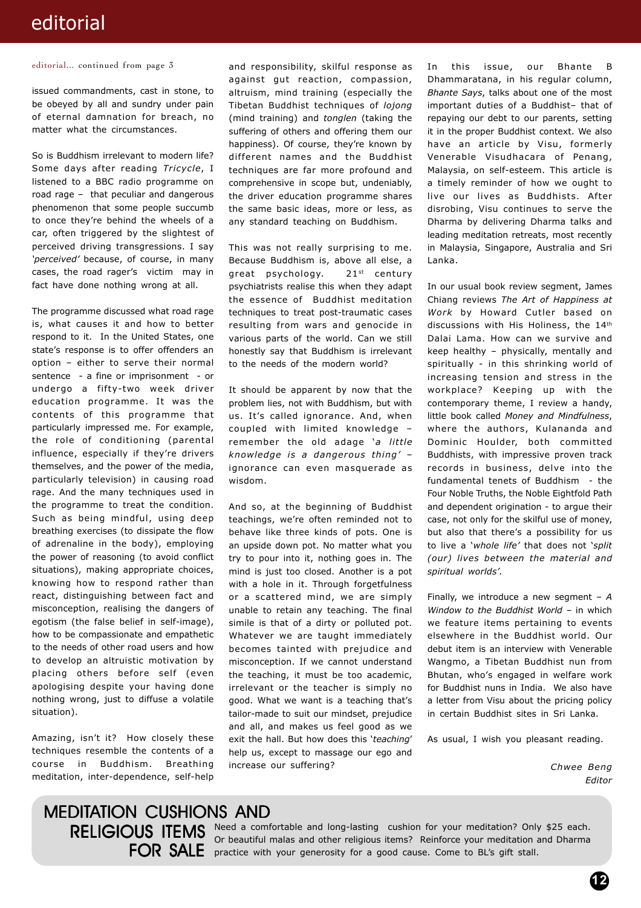# editorial

editorial... continued from page 3

issued commandments, cast in stone, to be obeyed by all and sundry under pain of eternal damnation for breach, no matter what the circumstances.

So is Buddhism irrelevant to modern life? Some days after reading *Tricycle*, I listened to a BBC radio programme on road rage – that peculiar and dangerous phenomenon that some people succumb to once they're behind the wheels of a car, often triggered by the slightest of perceived driving transgressions. I say *'perceived'* because, of course, in many cases, the road rager's victim may in fact have done nothing wrong at all.

The programme discussed what road rage is, what causes it and how to better respond to it. In the United States, one state's response is to offer offenders an option – either to serve their normal sentence - a fine or imprisonment - or undergo a fifty-two week driver education programme. It was the contents of this programme that particularly impressed me. For example, the role of conditioning (parental influence, especially if they're drivers themselves, and the power of the media, particularly television) in causing road rage. And the many techniques used in the programme to treat the condition. Such as being mindful, using deep breathing exercises (to dissipate the flow of adrenaline in the body), employing the power of reasoning (to avoid conflict situations), making appropriate choices, knowing how to respond rather than react, distinguishing between fact and misconception, realising the dangers of egotism (the false belief in self-image), how to be compassionate and empathetic to the needs of other road users and how to develop an altruistic motivation by placing others before self (even apologising despite your having done nothing wrong, just to diffuse a volatile situation).

Amazing, isn't it? How closely these techniques resemble the contents of a course in Buddhism. Breathing meditation, inter-dependence, self-help and responsibility, skilful response as against gut reaction, compassion, altruism, mind training (especially the Tibetan Buddhist techniques of *lojong* (mind training) and *tonglen* (taking the suffering of others and offering them our happiness). Of course, they're known by different names and the Buddhist techniques are far more profound and comprehensive in scope but, undeniably, the driver education programme shares the same basic ideas, more or less, as any standard teaching on Buddhism.

This was not really surprising to me. Because Buddhism is, above all else, a great psychology. 21st century psychiatrists realise this when they adapt the essence of Buddhist meditation techniques to treat post-traumatic cases resulting from wars and genocide in various parts of the world. Can we still honestly say that Buddhism is irrelevant to the needs of the modern world?

It should be apparent by now that the problem lies, not with Buddhism, but with us. It's called ignorance. And, when coupled with limited knowledge – remember the old adage *'a little knowledge is a dangerous thing'* – ignorance can even masquerade as wisdom.

And so, at the beginning of Buddhist teachings, we're often reminded not to behave like three kinds of pots. One is an upside down pot. No matter what you try to pour into it, nothing goes in. The mind is just too closed. Another is a pot with a hole in it. Through forgetfulness or a scattered mind, we are simply unable to retain any teaching. The final simile is that of a dirty or polluted pot. Whatever we are taught immediately becomes tainted with prejudice and misconception. If we cannot understand the teaching, it must be too academic, irrelevant or the teacher is simply no good. What we want is a teaching that's tailor-made to suit our mindset, prejudice and all, and makes us feel good as we exit the hall. But how does this '*teaching*' help us, except to massage our ego and increase our suffering?

In this issue, our Bhante B Dhammaratana, in his regular column, *Bhante Says*, talks about one of the most important duties of a Buddhist– that of repaying our debt to our parents, setting it in the proper Buddhist context. We also have an article by Visu, formerly Venerable Visudhacara of Penang, Malaysia, on self-esteem. This article is a timely reminder of how we ought to live our lives as Buddhists. After disrobing, Visu continues to serve the Dharma by delivering Dharma talks and leading meditation retreats, most recently in Malaysia, Singapore, Australia and Sri Lanka.

In our usual book review segment, James Chiang reviews *The Art of Happiness at Work* by Howard Cutler based on discussions with His Holiness, the 14th Dalai Lama. How can we survive and keep healthy – physically, mentally and spiritually - in this shrinking world of increasing tension and stress in the workplace? Keeping up with the contemporary theme, I review a handy, little book called *Money and Mindfulness*, where the authors, Kulananda and Dominic Houlder, both committed Buddhists, with impressive proven track records in business, delve into the fundamental tenets of Buddhism - the Four Noble Truths, the Noble Eightfold Path and dependent origination - to argue their case, not only for the skilful use of money, but also that there's a possibility for us to live a '*whole life*' that does not '*split (our) lives between the material and spiritual worlds'.*

Finally, we introduce a new segment – *A Window to the Buddhist World* – in which we feature items pertaining to events elsewhere in the Buddhist world. Our debut item is an interview with Venerable Wangmo, a Tibetan Buddhist nun from Bhutan, who's engaged in welfare work for Buddhist nuns in India. We also have a letter from Visu about the pricing policy in certain Buddhist sites in Sri Lanka.

As usual, I wish you pleasant reading.

*Chwee Beng*
*Editor*

## MEDITATION CUSHIONS AND RELIGIOUS ITEMS FOR SALE

Need a comfortable and long-lasting cushion for your meditation? Only $25 each. Or beautiful malas and other religious items? Reinforce your meditation and Dharma practice with your generosity for a good cause. Come to BL's gift stall.